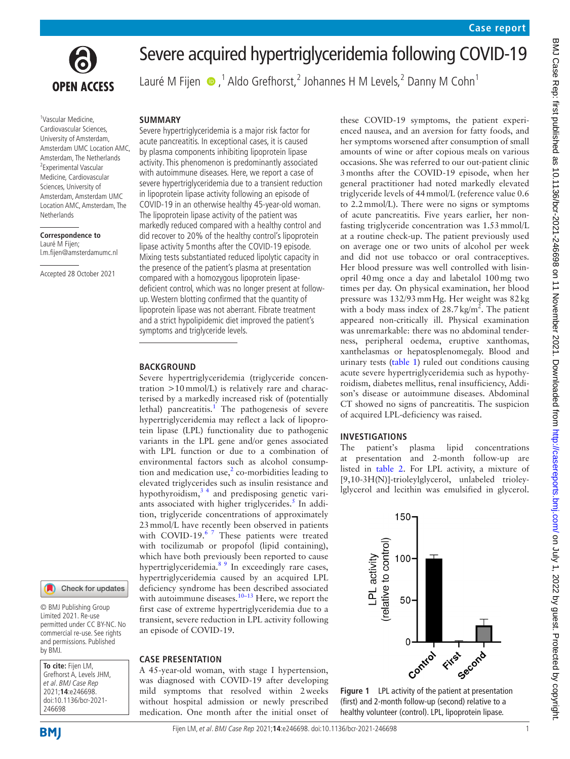# Severe acquired hypertriglyceridemia following COVID-19

Lauré M Fijen [1], Aldo Grefhorst [2], Johannes H M Levels [2], Danny M Cohn [1]

[1] Vascular Medicine, Cardiovascular Sciences, University of Amsterdam, Amsterdam UMC Location AMC, Amsterdam, The Netherlands
[2] Experimental Vascular Medicine, Cardiovascular Sciences, University of Amsterdam, Amsterdam UMC Location AMC, Amsterdam, The Netherlands

**Correspondence to**
Lauré M Fijen;
l.m.fijen@amsterdamumc.nl

Accepted 28 October 2021

© BMJ Publishing Group Limited 2021. Re-use permitted under CC BY-NC. No commercial re-use. See rights and permissions. Published by BMJ.

**To cite:** Fijen LM, Grefhorst A, Levels JHM, *et al*. *BMJ Case Rep* 2021;**14**:e246698. doi:10.1136/bcr-2021-246698

## SUMMARY

Severe hypertriglyceridemia is a major risk factor for acute pancreatitis. In exceptional cases, it is caused by plasma components inhibiting lipoprotein lipase activity. This phenomenon is predominantly associated with autoimmune diseases. Here, we report a case of severe hypertriglyceridemia due to a transient reduction in lipoprotein lipase activity following an episode of COVID-19 in an otherwise healthy 45-year-old woman. The lipoprotein lipase activity of the patient was markedly reduced compared with a healthy control and did recover to 20% of the healthy control's lipoprotein lipase activity 5 months after the COVID-19 episode. Mixing tests substantiated reduced lipolytic capacity in the presence of the patient's plasma at presentation compared with a homozygous lipoprotein lipase-deficient control, which was no longer present at follow-up. Western blotting confirmed that the quantity of lipoprotein lipase was not aberrant. Fibrate treatment and a strict hypolipidemic diet improved the patient's symptoms and triglyceride levels.

## BACKGROUND

Severe hypertriglyceridemia (triglyceride concentration >10 mmol/L) is relatively rare and characterised by a markedly increased risk of (potentially lethal) pancreatitis.[1] The pathogenesis of severe hypertriglyceridemia may reflect a lack of lipoprotein lipase (LPL) functionality due to pathogenic variants in the LPL gene and/or genes associated with LPL function or due to a combination of environmental factors such as alcohol consumption and medication use,[2] co-morbidities leading to elevated triglycerides such as insulin resistance and hypothyroidism,[3 4] and predisposing genetic variants associated with higher triglycerides.[5] In addition, triglyceride concentrations of approximately 23 mmol/L have recently been observed in patients with COVID-19.[6 7] These patients were treated with tocilizumab or propofol (lipid containing), which have both previously been reported to cause hypertriglyceridemia.[8 9] In exceedingly rare cases, hypertriglyceridemia caused by an acquired LPL deficiency syndrome has been described associated with autoimmune diseases.[10–13] Here, we report the first case of extreme hypertriglyceridemia due to a transient, severe reduction in LPL activity following an episode of COVID-19.

## CASE PRESENTATION

A 45-year-old woman, with stage I hypertension, was diagnosed with COVID-19 after developing mild symptoms that resolved within 2 weeks without hospital admission or newly prescribed medication. One month after the initial onset of these COVID-19 symptoms, the patient experienced nausea, and an aversion for fatty foods, and her symptoms worsened after consumption of small amounts of wine or after copious meals on various occasions. She was referred to our out-patient clinic 3 months after the COVID-19 episode, when her general practitioner had noted markedly elevated triglyceride levels of 44 mmol/L (reference value 0.6 to 2.2 mmol/L). There were no signs or symptoms of acute pancreatitis. Five years earlier, her non-fasting triglyceride concentration was 1.53 mmol/L at a routine check-up. The patient previously used on average one or two units of alcohol per week and did not use tobacco or oral contraceptives. Her blood pressure was well controlled with lisinopril 40 mg once a day and labetalol 100 mg two times per day. On physical examination, her blood pressure was 132/93 mm Hg. Her weight was 82 kg with a body mass index of 28.7 kg/m$^2$. The patient appeared non-critically ill. Physical examination was unremarkable: there was no abdominal tenderness, peripheral oedema, eruptive xanthomas, xanthelasmas or hepatosplenomegaly. Blood and urinary tests (table 1) ruled out conditions causing acute severe hypertriglyceridemia such as hypothyroidism, diabetes mellitus, renal insufficiency, Addison's disease or autoimmune diseases. Abdominal CT showed no signs of pancreatitis. The suspicion of acquired LPL-deficiency was raised.

## INVESTIGATIONS

The patient's plasma lipid concentrations at presentation and 2-month follow-up are listed in table 2. For LPL activity, a mixture of [9,10-3H(N)]-trioleylglycerol, unlabeled trioleylglycerol and lecithin was emulsified in glycerol.

**Figure 1** LPL activity of the patient at presentation (first) and 2-month follow-up (second) relative to a healthy volunteer (control). LPL, lipoprotein lipase.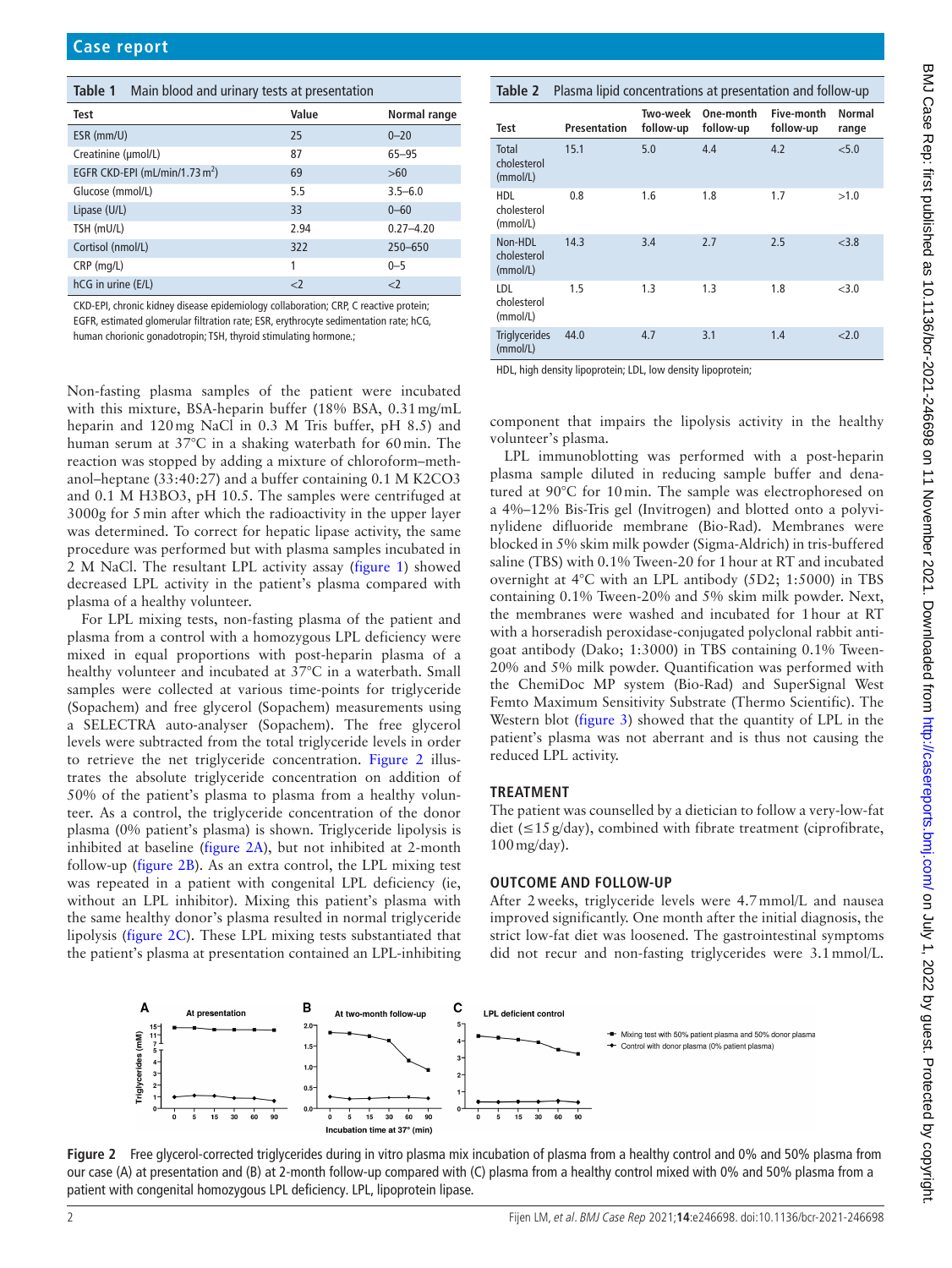**Table 1** Main blood and urinary tests at presentation

| Test | Value | Normal range |
|---|---|---|
| ESR (mm/U) | 25 | 0–20 |
| Creatinine (µmol/L) | 87 | 65–95 |
| EGFR CKD-EPI (mL/min/1.73 m$^2$) | 69 | >60 |
| Glucose (mmol/L) | 5.5 | 3.5–6.0 |
| Lipase (U/L) | 33 | 0–60 |
| TSH (mU/L) | 2.94 | 0.27–4.20 |
| Cortisol (nmol/L) | 322 | 250–650 |
| CRP (mg/L) | 1 | 0–5 |
| hCG in urine (E/L) | <2 | <2 |

CKD-EPI, chronic kidney disease epidemiology collaboration; CRP, C reactive protein; EGFR, estimated glomerular filtration rate; ESR, erythrocyte sedimentation rate; hCG, human chorionic gonadotropin; TSH, thyroid stimulating hormone.;

Non-fasting plasma samples of the patient were incubated with this mixture, BSA-heparin buffer (18% BSA, 0.31 mg/mL heparin and 120 mg NaCl in 0.3 M Tris buffer, pH 8.5) and human serum at 37°C in a shaking waterbath for 60 min. The reaction was stopped by adding a mixture of chloroform–methanol–heptane (33:40:27) and a buffer containing 0.1 M $K_2CO_3$ and 0.1 M $H_3BO_3$, pH 10.5. The samples were centrifuged at 3000g for 5 min after which the radioactivity in the upper layer was determined. To correct for hepatic lipase activity, the same procedure was performed but with plasma samples included in 2 M NaCl. The resultant LPL activity assay (figure 1) showed decreased LPL activity in the patient's plasma compared with plasma of a healthy volunteer.

For LPL mixing tests, non-fasting plasma of the patient and plasma from a control with a homozygous LPL deficiency were mixed in equal proportions with post-heparin plasma of a healthy volunteer and incubated at 37°C in a waterbath. Small samples were collected at various time-points for triglyceride (Sopachem) and free glycerol (Sopachem) measurements using a SELECTRA auto-analyser (Sopachem). The free glycerol levels were subtracted from the total triglyceride levels in order to retrieve the net triglyceride concentration. Figure 2 illustrates the absolute triglyceride concentration on addition of 50% of the patient's plasma to plasma from a healthy volunteer. As a control, the triglyceride concentration of the donor plasma (0% patient's plasma) is shown. Triglyceride lipolysis is inhibited at baseline (figure 2A), but not inhibited at 2-month follow-up (figure 2B). As an extra control, the LPL mixing test was repeated in a patient with congenital LPL deficiency (ie, without an LPL inhibitor). Mixing this patient's plasma with the same healthy donor's plasma resulted in normal triglyceride lipolysis (figure 2C). These LPL mixing tests substantiated that the patient's plasma at presentation contained an LPL-inhibiting component that impairs the lipolysis activity in the healthy volunteer's plasma.

**Table 2** Plasma lipid concentrations at presentation and follow-up

| Test | Presentation | Two-week follow-up | One-month follow-up | Five-month follow-up | Normal range |
|---|---|---|---|---|---|
| Total cholesterol (mmol/L) | 15.1 | 5.0 | 4.4 | 4.2 | <5.0 |
| HDL cholesterol (mmol/L) | 0.8 | 1.6 | 1.8 | 1.7 | >1.0 |
| Non-HDL cholesterol (mmol/L) | 14.3 | 3.4 | 2.7 | 2.5 | <3.8 |
| LDL cholesterol (mmol/L) | 1.5 | 1.3 | 1.3 | 1.8 | <3.0 |
| Triglycerides (mmol/L) | 44.0 | 4.7 | 3.1 | 1.4 | <2.0 |

HDL, high density lipoprotein; LDL, low density lipoprotein;

LPL immunoblotting was performed with a post-heparin plasma sample diluted in reducing sample buffer and denatured at 90°C for 10 min. The sample was electrophoresed on a 4%–12% Bis-Tris gel (Invitrogen) and blotted onto a polyvinylidene difluoride membrane (Bio-Rad). Membranes were blocked in 5% skim milk powder (Sigma-Aldrich) in tris-buffered saline (TBS) with 0.1% Tween-20 for 1 hour at RT and incubated overnight at 4°C with an LPL antibody (5D2; 1:5000) in TBS containing 0.1% Tween-20% and 5% skim milk powder. Next, the membranes were washed and incubated for 1 hour at RT with a horseradish peroxidase-conjugated polyclonal rabbit anti-goat antibody (Dako; 1:3000) in TBS containing 0.1% Tween-20% and 5% milk powder. Quantification was performed with the ChemiDoc MP system (Bio-Rad) and SuperSignal West Femto Maximum Sensitivity Substrate (Thermo Scientific). The Western blot (figure 3) showed that the quantity of LPL in the patient's plasma was not aberrant and is thus not causing the reduced LPL activity.

## TREATMENT

The patient was counselled by a dietician to follow a very-low-fat diet (≤15 g/day), combined with fibrate treatment (ciprofibrate, 100 mg/day).

## OUTCOME AND FOLLOW-UP

After 2 weeks, triglyceride levels were 4.7 mmol/L and nausea improved significantly. One month after the initial diagnosis, the strict low-fat diet was loosened. The gastrointestinal symptoms did not recur and non-fasting triglycerides were 3.1 mmol/L.

**Figure 2** Free glycerol-corrected triglycerides during in vitro plasma mix incubation of plasma from a healthy control and 0% and 50% plasma from our case (A) at presentation and (B) at 2-month follow-up compared with (C) plasma from a healthy control mixed with 0% and 50% plasma from a patient with congenital homozygous LPL deficiency. LPL, lipoprotein lipase.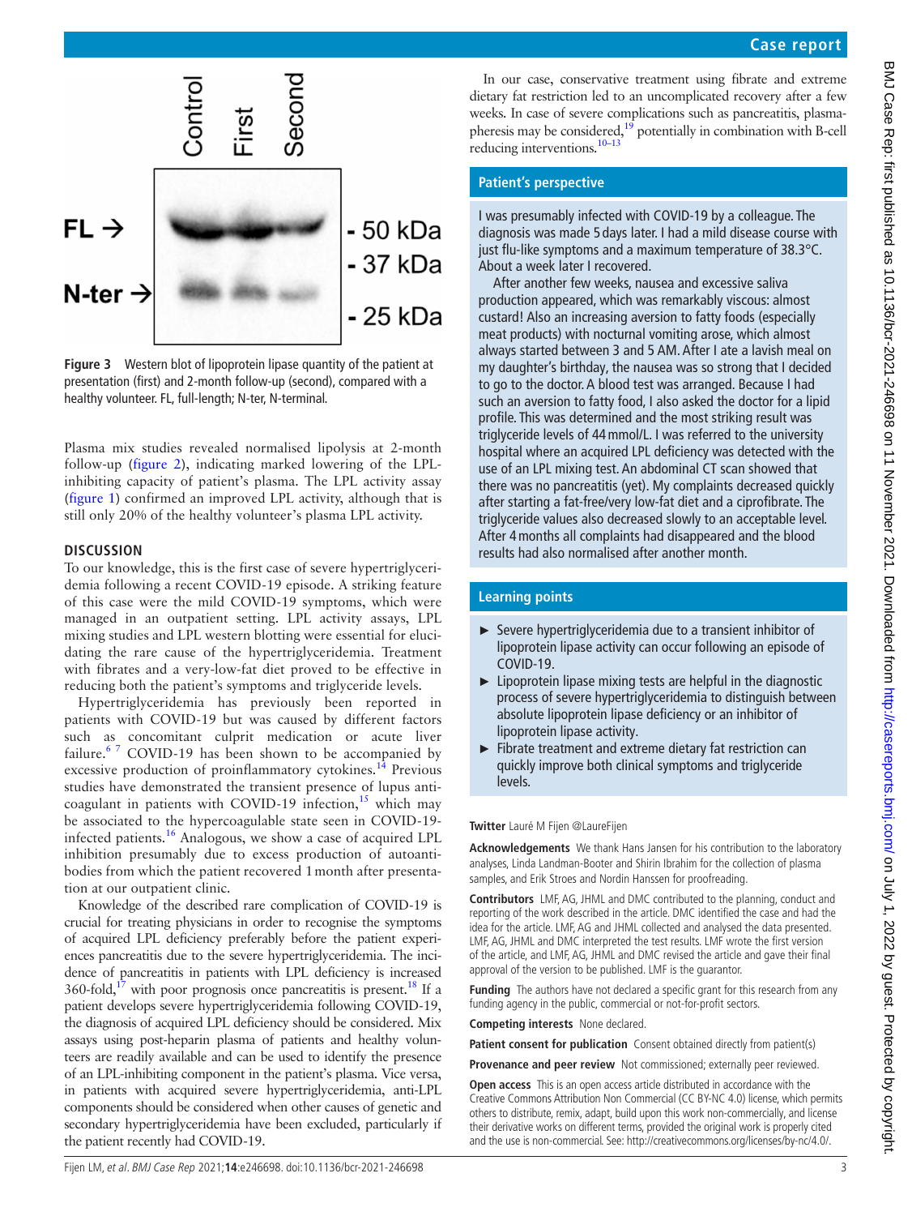Figure 3 Western blot of lipoprotein lipase quantity of the patient at presentation (first) and 2-month follow-up (second), compared with a healthy volunteer. FL, full-length; N-ter, N-terminal.

Plasma mix studies revealed normalised lipolysis at 2-month follow-up (figure 2), indicating marked lowering of the LPL-inhibiting capacity of patient's plasma. The LPL activity assay (figure 1) confirmed an improved LPL activity, although that is still only 20% of the healthy volunteer's plasma LPL activity.

## DISCUSSION

To our knowledge, this is the first case of severe hypertriglyceridemia following a recent COVID-19 episode. A striking feature of this case were the mild COVID-19 symptoms, which were managed in an outpatient setting. LPL activity assays, LPL mixing studies and LPL western blotting were essential for elucidating the rare cause of the hypertriglyceridemia. Treatment with fibrates and a very-low-fat diet proved to be effective in reducing both the patient's symptoms and triglyceride levels.

Hypertriglyceridemia has previously been reported in patients with COVID-19 but was caused by different factors such as concomitant culprit medication or acute liver failure.[6 7] COVID-19 has been shown to be accompanied by excessive production of proinflammatory cytokines.[14] Previous studies have demonstrated the transient presence of lupus anticoagulant in patients with COVID-19 infection,[15] which may be associated to the hypercoagulable state seen in COVID-19-infected patients.[16] Analogous, we show a case of acquired LPL inhibition presumably due to excess production of autoantibodies from which the patient recovered 1 month after presentation at our outpatient clinic.

Knowledge of the described rare complication of COVID-19 is crucial for treating physicians in order to recognise the symptoms of acquired LPL deficiency preferably before the patient experiences pancreatitis due to the severe hypertriglyceridemia. The incidence of pancreatitis in patients with LPL deficiency is increased 360-fold,[17] with poor prognosis once pancreatitis is present.[18] If a patient develops severe hypertriglyceridemia following COVID-19, the diagnosis of acquired LPL deficiency should be considered. Mix assays using post-heparin plasma of patients and healthy volunteers are readily available and can be used to identify the presence of an LPL-inhibiting component in the patient's plasma. Vice versa, in patients with acquired severe hypertriglyceridemia, anti-LPL components should be considered when other causes of genetic and secondary hypertriglyceridemia have been excluded, particularly if the patient recently had COVID-19.

In our case, conservative treatment using fibrate and extreme dietary fat restriction led to an uncomplicated recovery after a few weeks. In case of severe complications such as pancreatitis, plasmapheresis may be considered,[19] potentially in combination with B-cell reducing interventions.[10–13]

## Patient's perspective

I was presumably infected with COVID-19 by a colleague. The diagnosis was made 5 days later. I had a mild disease course with just flu-like symptoms and a maximum temperature of 38.3°C. About a week later I recovered.

After another few weeks, nausea and excessive saliva production appeared, which was remarkably viscous: almost custard! Also an increasing aversion to fatty foods (especially meat products) with nocturnal vomiting arose, which almost always started between 3 and 5 AM. After I ate a lavish meal on my daughter's birthday, the nausea was so strong that I decided to go to the doctor. A blood test was arranged. Because I had such an aversion to fatty food, I also asked the doctor for a lipid profile. This was determined and the most striking result was triglyceride levels of 44 mmol/L. I was referred to the university hospital where an acquired LPL deficiency was detected with the use of an LPL mixing test. An abdominal CT scan showed that there was no pancreatitis (yet). My complaints decreased quickly after starting a fat-free/very low-fat diet and a ciprofibrate. The triglyceride values also decreased slowly to an acceptable level. After 4 months all complaints had disappeared and the blood results had also normalised after another month.

## Learning points

- Severe hypertriglyceridemia due to a transient inhibitor of lipoprotein lipase activity can occur following an episode of COVID-19.
- Lipoprotein lipase mixing tests are helpful in the diagnostic process of severe hypertriglyceridemia to distinguish between absolute lipoprotein lipase deficiency or an inhibitor of lipoprotein lipase activity.
- Fibrate treatment and extreme dietary fat restriction can quickly improve both clinical symptoms and triglyceride levels.

**Twitter** Lauré M Fijen @LaureFijen

**Acknowledgements** We thank Hans Jansen for his contribution to the laboratory analyses, Linda Landman-Booter and Shirin Ibrahim for the collection of plasma samples, and Erik Stroes and Nordin Hanssen for proofreading.

**Contributors** LMF, AG, JHML and DMC contributed to the planning, conduct and reporting of the work described in the article. DMC identified the case and had the idea for the article. LMF, AG and JHML collected and analysed the data presented. LMF, AG, JHML and DMC interpreted the test results. LMF wrote the first version of the article, and LMF, AG, JHML and DMC revised the article and gave their final approval of the version to be published. LMF is the guarantor.

**Funding** The authors have not declared a specific grant for this research from any funding agency in the public, commercial or not-for-profit sectors.

**Competing interests** None declared.

**Patient consent for publication** Consent obtained directly from patient(s)

**Provenance and peer review** Not commissioned; externally peer reviewed.

**Open access** This is an open access article distributed in accordance with the Creative Commons Attribution Non Commercial (CC BY-NC 4.0) license, which permits others to distribute, remix, adapt, build upon this work non-commercially, and license their derivative works on different terms, provided the original work is properly cited and the use is non-commercial. See: http://creativecommons.org/licenses/by-nc/4.0/.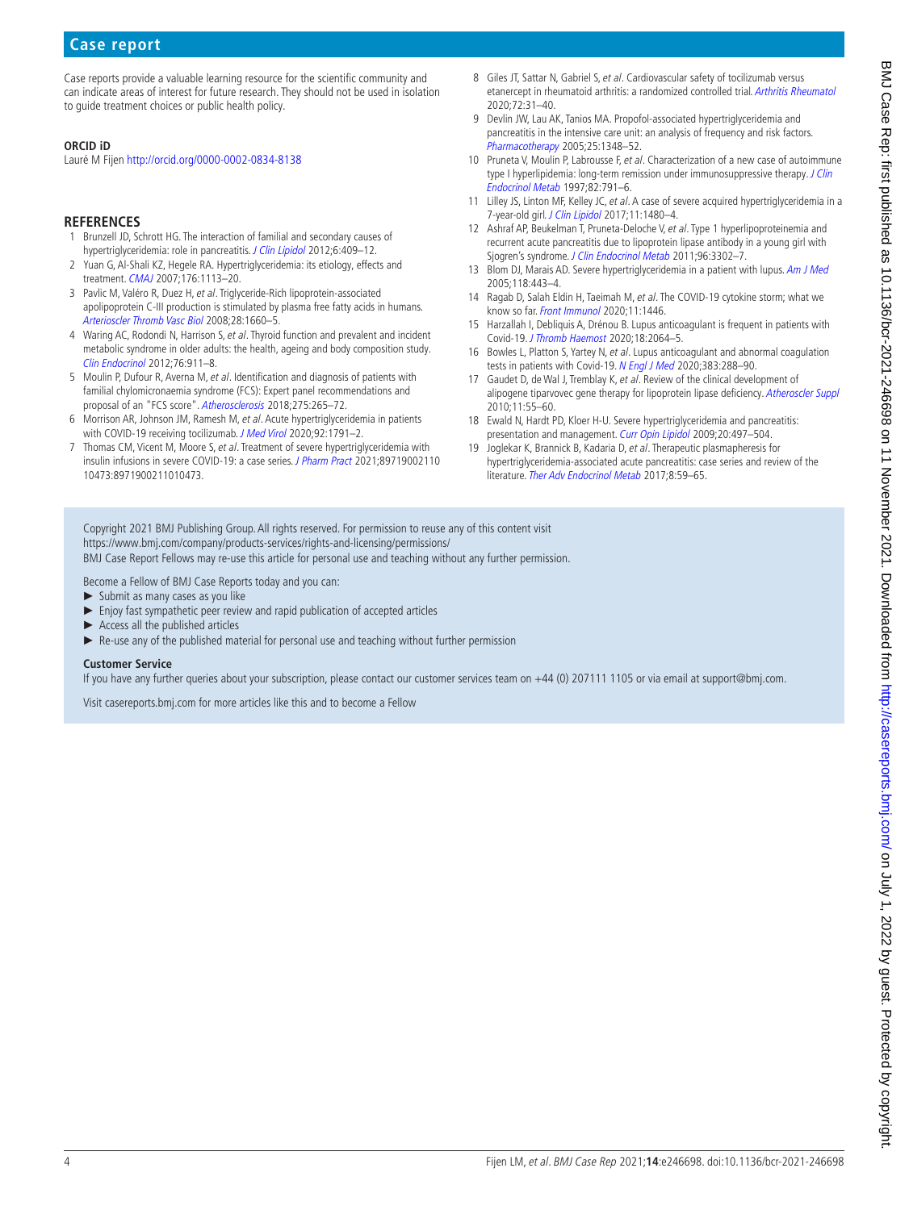## Case report

Case reports provide a valuable learning resource for the scientific community and can indicate areas of interest for future research. They should not be used in isolation to guide treatment choices or public health policy.

**ORCID iD**

Lauré M Fijen http://orcid.org/0000-0002-0834-8138

## REFERENCES

1. Brunzell JD, Schrott HG. The interaction of familial and secondary causes of hypertriglyceridemia: role in pancreatitis. *J Clin Lipidol* 2012;6:409–12.
2. Yuan G, Al-Shali KZ, Hegele RA. Hypertriglyceridemia: its etiology, effects and treatment. *CMAJ* 2007;176:1113–20.
3. Pavlic M, Valéro R, Duez H, *et al*. Triglyceride-Rich lipoprotein-associated apolipoprotein C-III production is stimulated by plasma free fatty acids in humans. *Arterioscler Thromb Vasc Biol* 2008;28:1660–5.
4. Waring AC, Rodondi N, Harrison S, *et al*. Thyroid function and prevalent and incident metabolic syndrome in older adults: the health, ageing and body composition study. *Clin Endocrinol* 2012;76:911–8.
5. Moulin P, Dufour R, Averna M, *et al*. Identification and diagnosis of patients with familial chylomicronaemia syndrome (FCS): Expert panel recommendations and proposal of an "FCS score". *Atherosclerosis* 2018;275:265–72.
6. Morrison AR, Johnson JM, Ramesh M, *et al*. Acute hypertriglyceridemia in patients with COVID-19 receiving tocilizumab. *J Med Virol* 2020;92:1791–2.
7. Thomas CM, Vicent M, Moore S, *et al*. Treatment of severe hypertriglyceridemia with insulin infusions in severe COVID-19: a case series. *J Pharm Pract* 2021;89719002110 10473:8971900211010473.
8. Giles JT, Sattar N, Gabriel S, *et al*. Cardiovascular safety of tocilizumab versus etanercept in rheumatoid arthritis: a randomized controlled trial. *Arthritis Rheumatol* 2020;72:31–40.
9. Devlin JW, Lau AK, Tanios MA. Propofol-associated hypertriglyceridemia and pancreatitis in the intensive care unit: an analysis of frequency and risk factors. *Pharmacotherapy* 2005;25:1348–52.
10. Pruneta V, Moulin P, Labrousse F, *et al*. Characterization of a new case of autoimmune type I hyperlipidemia: long-term remission under immunosuppressive therapy. *J Clin Endocrinol Metab* 1997;82:791–6.
11. Lilley JS, Linton MF, Kelley JC, *et al*. A case of severe acquired hypertriglyceridemia in a 7-year-old girl. *J Clin Lipidol* 2017;11:1480–4.
12. Ashraf AP, Beukelman T, Pruneta-Deloche V, *et al*. Type 1 hyperlipoproteinemia and recurrent acute pancreatitis due to lipoprotein lipase antibody in a young girl with Sjogren's syndrome. *J Clin Endocrinol Metab* 2011;96:3302–7.
13. Blom DJ, Marais AD. Severe hypertriglyceridemia in a patient with lupus. *Am J Med* 2005;118:443–4.
14. Ragab D, Salah Eldin H, Taeimah M, *et al*. The COVID-19 cytokine storm; what we know so far. *Front Immunol* 2020;11:1446.
15. Harzallah I, Debliquis A, Drénou B. Lupus anticoagulant is frequent in patients with Covid-19. *J Thromb Haemost* 2020;18:2064–5.
16. Bowles L, Platton S, Yartey N, *et al*. Lupus anticoagulant and abnormal coagulation tests in patients with Covid-19. *N Engl J Med* 2020;383:288–90.
17. Gaudet D, de Wal J, Tremblay K, *et al*. Review of the clinical development of alipogene tiparvovec gene therapy for lipoprotein lipase deficiency. *Atheroscler Suppl* 2010;11:55–60.
18. Ewald N, Hardt PD, Kloer H-U. Severe hypertriglyceridemia and pancreatitis: presentation and management. *Curr Opin Lipidol* 2009;20:497–504.
19. Joglekar K, Brannick B, Kadaria D, *et al*. Therapeutic plasmapheresis for hypertriglyceridemia-associated acute pancreatitis: case series and review of the literature. *Ther Adv Endocrinol Metab* 2017;8:59–65.

Copyright 2021 BMJ Publishing Group. All rights reserved. For permission to reuse any of this content visit https://www.bmj.com/company/products-services/rights-and-licensing/permissions/
BMJ Case Report Fellows may re-use this article for personal use and teaching without any further permission.

Become a Fellow of BMJ Case Reports today and you can:

- Submit as many cases as you like
- Enjoy fast sympathetic peer review and rapid publication of accepted articles
- Access all the published articles
- Re-use any of the published material for personal use and teaching without further permission

**Customer Service**

If you have any further queries about your subscription, please contact our customer services team on +44 (0) 207111 1105 or via email at support@bmj.com.

Visit casereports.bmj.com for more articles like this and to become a Fellow